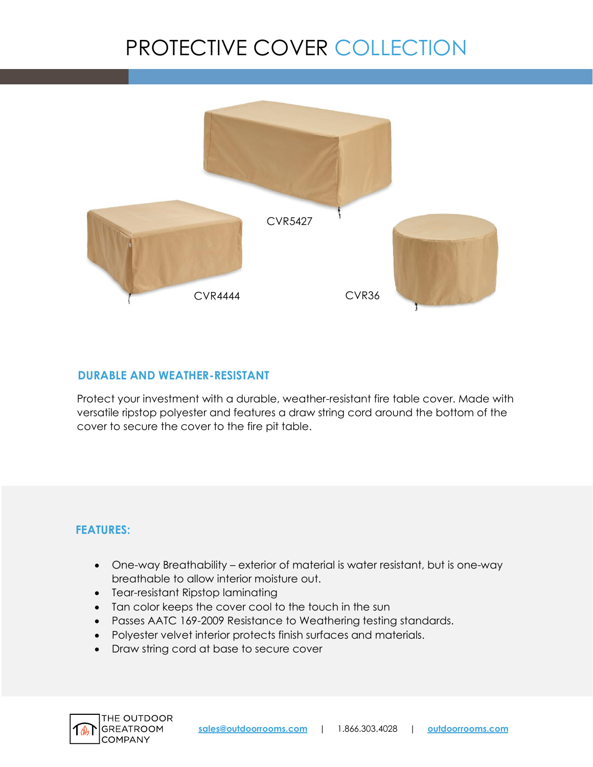# PROTECTIVE COVER COLLECTION

CVR5427

CVR4444

CVR36

## DURABLE AND WEATHER-RESISTANT

Protect your investment with a durable, weather-resistant fire table cover. Made with versatile ripstop polyester and features a draw string cord around the bottom of the cover to secure the cover to the fire pit table.

## FEATURES:

- One-way Breathability – exterior of material is water resistant, but is one-way breathable to allow interior moisture out.
- Tear-resistant Ripstop laminating
- Tan color keeps the cover cool to the touch in the sun
- Passes AATC 169-2009 Resistance to Weathering testing standards.
- Polyester velvet interior protects finish surfaces and materials.
- Draw string cord at base to secure cover

THE OUTDOOR GREATROOM COMPANY

sales@outdoorrooms.com | 1.866.303.4028 | outdoorrooms.com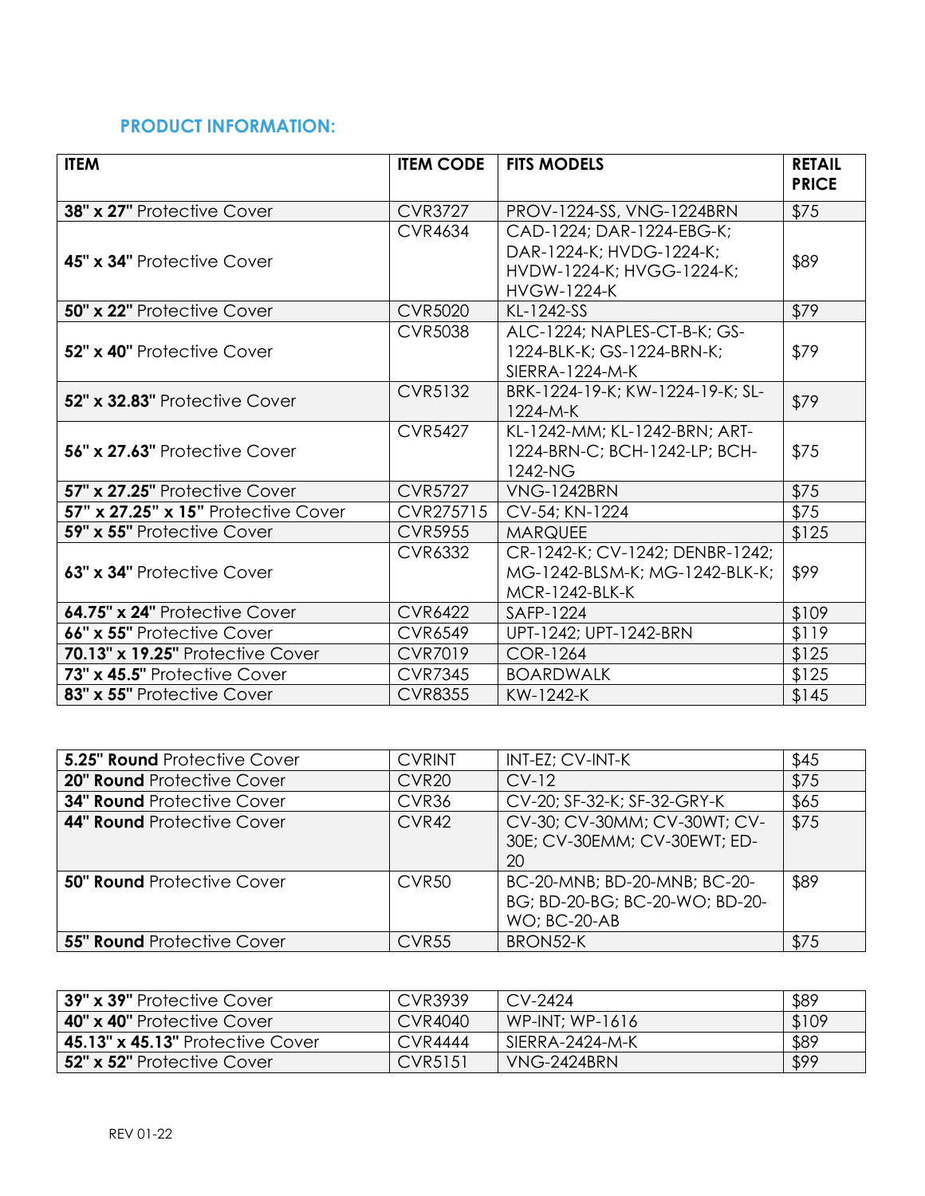## PRODUCT INFORMATION:

| ITEM | ITEM CODE | FITS MODELS | RETAIL PRICE |
|---|---|---|---|
| **38" x 27"** Protective Cover | CVR3727 | PROV-1224-SS, VNG-1224BRN | $75 |
| **45" x 34"** Protective Cover | CVR4634 | CAD-1224; DAR-1224-EBG-K; DAR-1224-K; HVDG-1224-K; HVDW-1224-K; HVGG-1224-K; HVGW-1224-K | $89 |
| **50" x 22"** Protective Cover | CVR5020 | KL-1242-SS | $79 |
| **52" x 40"** Protective Cover | CVR5038 | ALC-1224; NAPLES-CT-B-K; GS-1224-BLK-K; GS-1224-BRN-K; SIERRA-1224-M-K | $79 |
| **52" x 32.83"** Protective Cover | CVR5132 | BRK-1224-19-K; KW-1224-19-K; SL-1224-M-K | $79 |
| **56" x 27.63"** Protective Cover | CVR5427 | KL-1242-MM; KL-1242-BRN; ART-1224-BRN-C; BCH-1242-LP; BCH-1242-NG | $75 |
| **57" x 27.25"** Protective Cover | CVR5727 | VNG-1242BRN | $75 |
| **57" x 27.25" x 15"** Protective Cover | CVR275715 | CV-54; KN-1224 | $75 |
| **59" x 55"** Protective Cover | CVR5955 | MARQUEE | $125 |
| **63" x 34"** Protective Cover | CVR6332 | CR-1242-K; CV-1242; DENBR-1242; MG-1242-BLSM-K; MG-1242-BLK-K; MCR-1242-BLK-K | $99 |
| **64.75" x 24"** Protective Cover | CVR6422 | SAFP-1224 | $109 |
| **66" x 55"** Protective Cover | CVR6549 | UPT-1242; UPT-1242-BRN | $119 |
| **70.13" x 19.25"** Protective Cover | CVR7019 | COR-1264 | $125 |
| **73" x 45.5"** Protective Cover | CVR7345 | BOARDWALK | $125 |
| **83" x 55"** Protective Cover | CVR8355 | KW-1242-K | $145 |

| | | | |
|---|---|---|---|
| **5.25" Round** Protective Cover | CVRINT | INT-EZ; CV-INT-K | $45 |
| **20" Round** Protective Cover | CVR20 | CV-12 | $75 |
| **34" Round** Protective Cover | CVR36 | CV-20; SF-32-K; SF-32-GRY-K | $65 |
| **44" Round** Protective Cover | CVR42 | CV-30; CV-30MM; CV-30WT; CV-30E; CV-30EMM; CV-30EWT; ED-20 | $75 |
| **50" Round** Protective Cover | CVR50 | BC-20-MNB; BD-20-MNB; BC-20-BG; BD-20-BG; BC-20-WO; BD-20-WO; BC-20-AB | $89 |
| **55" Round** Protective Cover | CVR55 | BRON52-K | $75 |

| | | | |
|---|---|---|---|
| **39" x 39"** Protective Cover | CVR3939 | CV-2424 | $89 |
| **40" x 40"** Protective Cover | CVR4040 | WP-INT; WP-1616 | $109 |
| **45.13" x 45.13"** Protective Cover | CVR4444 | SIERRA-2424-M-K | $89 |
| **52" x 52"** Protective Cover | CVR5151 | VNG-2424BRN | $99 |

REV 01-22